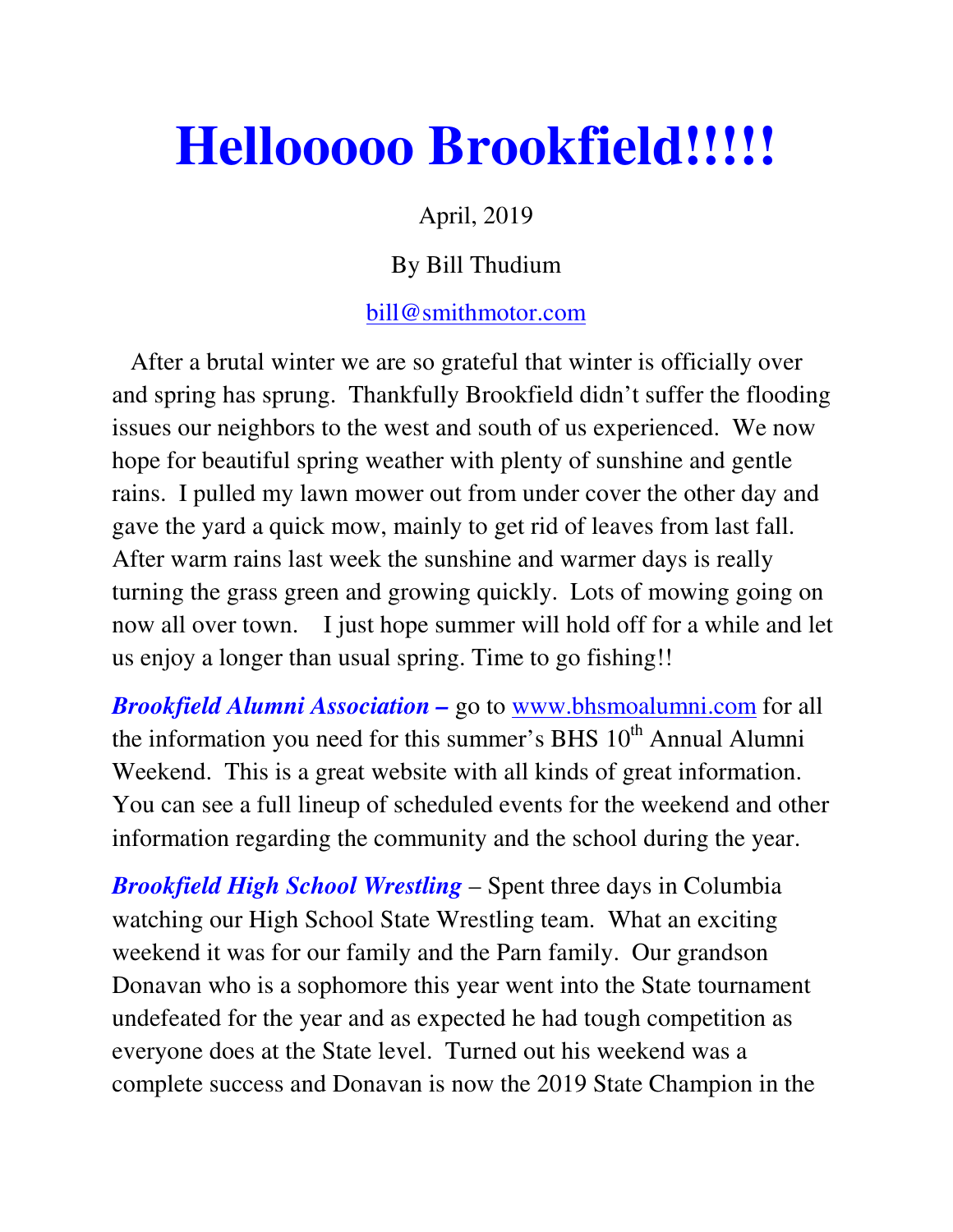# Hellooooo Brookfield!!!!!

April, 2019

By Bill Thudium

bill@smithmotor.com

After a brutal winter we are so grateful that winter is officially over and spring has sprung. Thankfully Brookfield didn't suffer the flooding issues our neighbors to the west and south of us experienced. We now hope for beautiful spring weather with plenty of sunshine and gentle rains. I pulled my lawn mower out from under cover the other day and gave the yard a quick mow, mainly to get rid of leaves from last fall. After warm rains last week the sunshine and warmer days is really turning the grass green and growing quickly. Lots of mowing going on now all over town. I just hope summer will hold off for a while and let us enjoy a longer than usual spring. Time to go fishing!!

***Brookfield Alumni Association –*** go to www.bhsmoalumni.com for all the information you need for this summer's BHS 10th Annual Alumni Weekend. This is a great website with all kinds of great information. You can see a full lineup of scheduled events for the weekend and other information regarding the community and the school during the year.

***Brookfield High School Wrestling*** – Spent three days in Columbia watching our High School State Wrestling team. What an exciting weekend it was for our family and the Parn family. Our grandson Donavan who is a sophomore this year went into the State tournament undefeated for the year and as expected he had tough competition as everyone does at the State level. Turned out his weekend was a complete success and Donavan is now the 2019 State Champion in the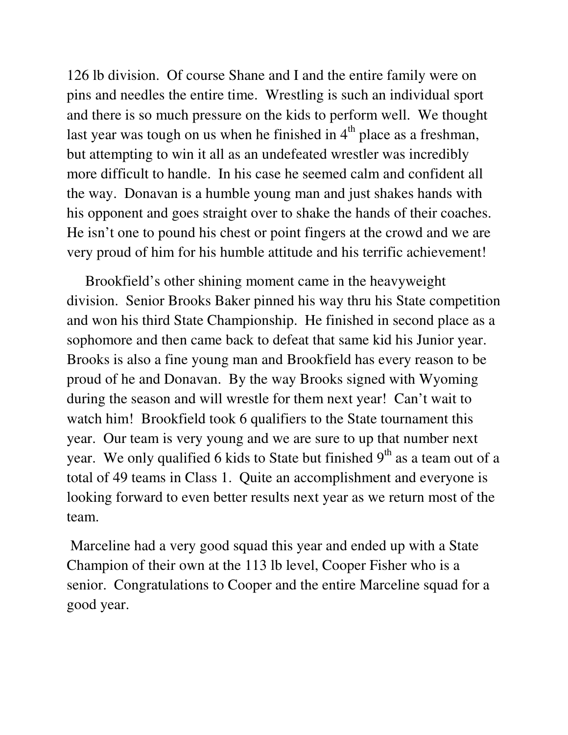126 lb division. Of course Shane and I and the entire family were on pins and needles the entire time. Wrestling is such an individual sport and there is so much pressure on the kids to perform well. We thought last year was tough on us when he finished in 4th place as a freshman, but attempting to win it all as an undefeated wrestler was incredibly more difficult to handle. In his case he seemed calm and confident all the way. Donavan is a humble young man and just shakes hands with his opponent and goes straight over to shake the hands of their coaches. He isn't one to pound his chest or point fingers at the crowd and we are very proud of him for his humble attitude and his terrific achievement!

Brookfield's other shining moment came in the heavyweight division. Senior Brooks Baker pinned his way thru his State competition and won his third State Championship. He finished in second place as a sophomore and then came back to defeat that same kid his Junior year. Brooks is also a fine young man and Brookfield has every reason to be proud of he and Donavan. By the way Brooks signed with Wyoming during the season and will wrestle for them next year! Can't wait to watch him! Brookfield took 6 qualifiers to the State tournament this year. Our team is very young and we are sure to up that number next year. We only qualified 6 kids to State but finished 9th as a team out of a total of 49 teams in Class 1. Quite an accomplishment and everyone is looking forward to even better results next year as we return most of the team.

Marceline had a very good squad this year and ended up with a State Champion of their own at the 113 lb level, Cooper Fisher who is a senior. Congratulations to Cooper and the entire Marceline squad for a good year.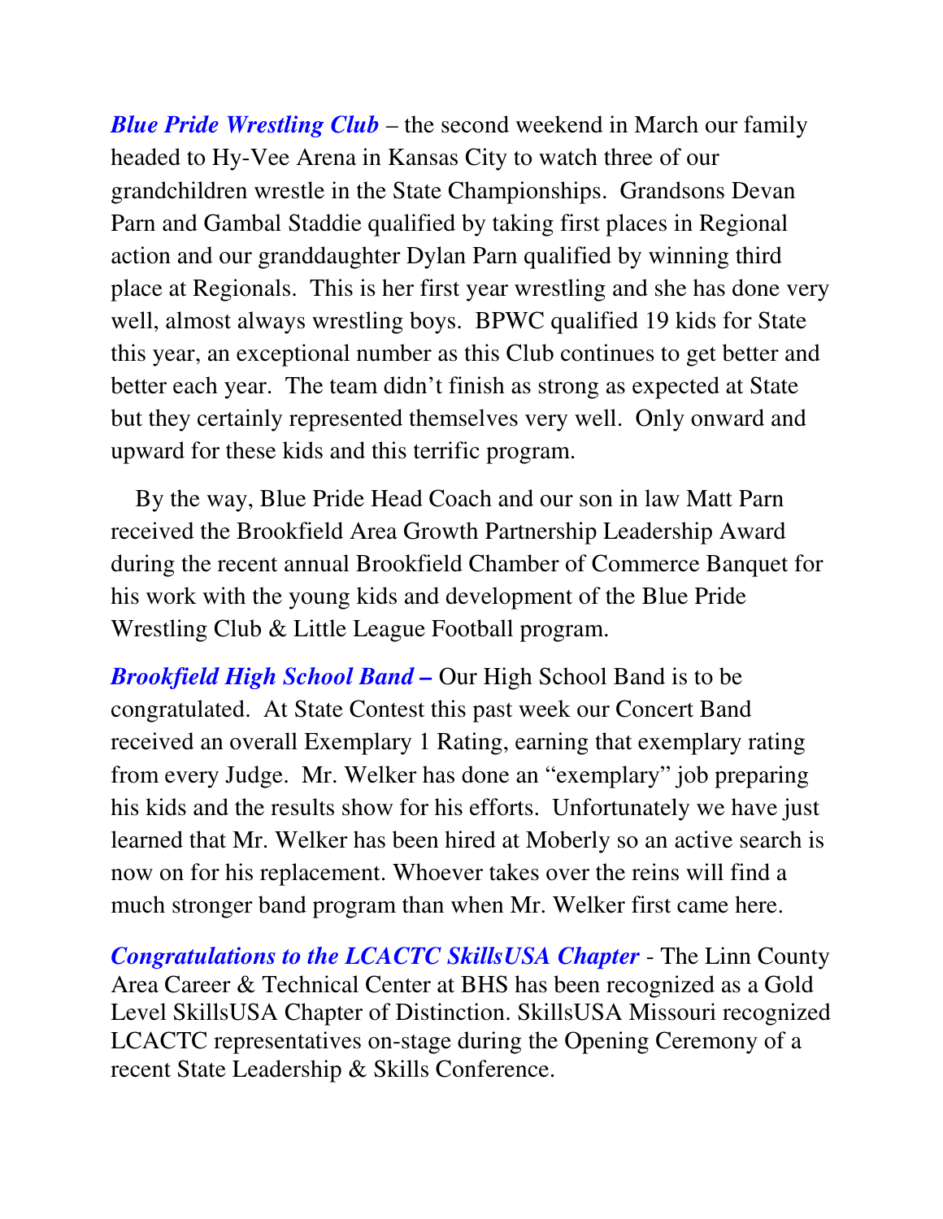***Blue Pride Wrestling Club*** – the second weekend in March our family headed to Hy-Vee Arena in Kansas City to watch three of our grandchildren wrestle in the State Championships. Grandsons Devan Parn and Gambal Staddie qualified by taking first places in Regional action and our granddaughter Dylan Parn qualified by winning third place at Regionals. This is her first year wrestling and she has done very well, almost always wrestling boys. BPWC qualified 19 kids for State this year, an exceptional number as this Club continues to get better and better each year. The team didn't finish as strong as expected at State but they certainly represented themselves very well. Only onward and upward for these kids and this terrific program.

By the way, Blue Pride Head Coach and our son in law Matt Parn received the Brookfield Area Growth Partnership Leadership Award during the recent annual Brookfield Chamber of Commerce Banquet for his work with the young kids and development of the Blue Pride Wrestling Club & Little League Football program.

***Brookfield High School Band –*** Our High School Band is to be congratulated. At State Contest this past week our Concert Band received an overall Exemplary 1 Rating, earning that exemplary rating from every Judge. Mr. Welker has done an "exemplary" job preparing his kids and the results show for his efforts. Unfortunately we have just learned that Mr. Welker has been hired at Moberly so an active search is now on for his replacement. Whoever takes over the reins will find a much stronger band program than when Mr. Welker first came here.

***Congratulations to the LCACTC SkillsUSA Chapter*** - The Linn County Area Career & Technical Center at BHS has been recognized as a Gold Level SkillsUSA Chapter of Distinction. SkillsUSA Missouri recognized LCACTC representatives on-stage during the Opening Ceremony of a recent State Leadership & Skills Conference.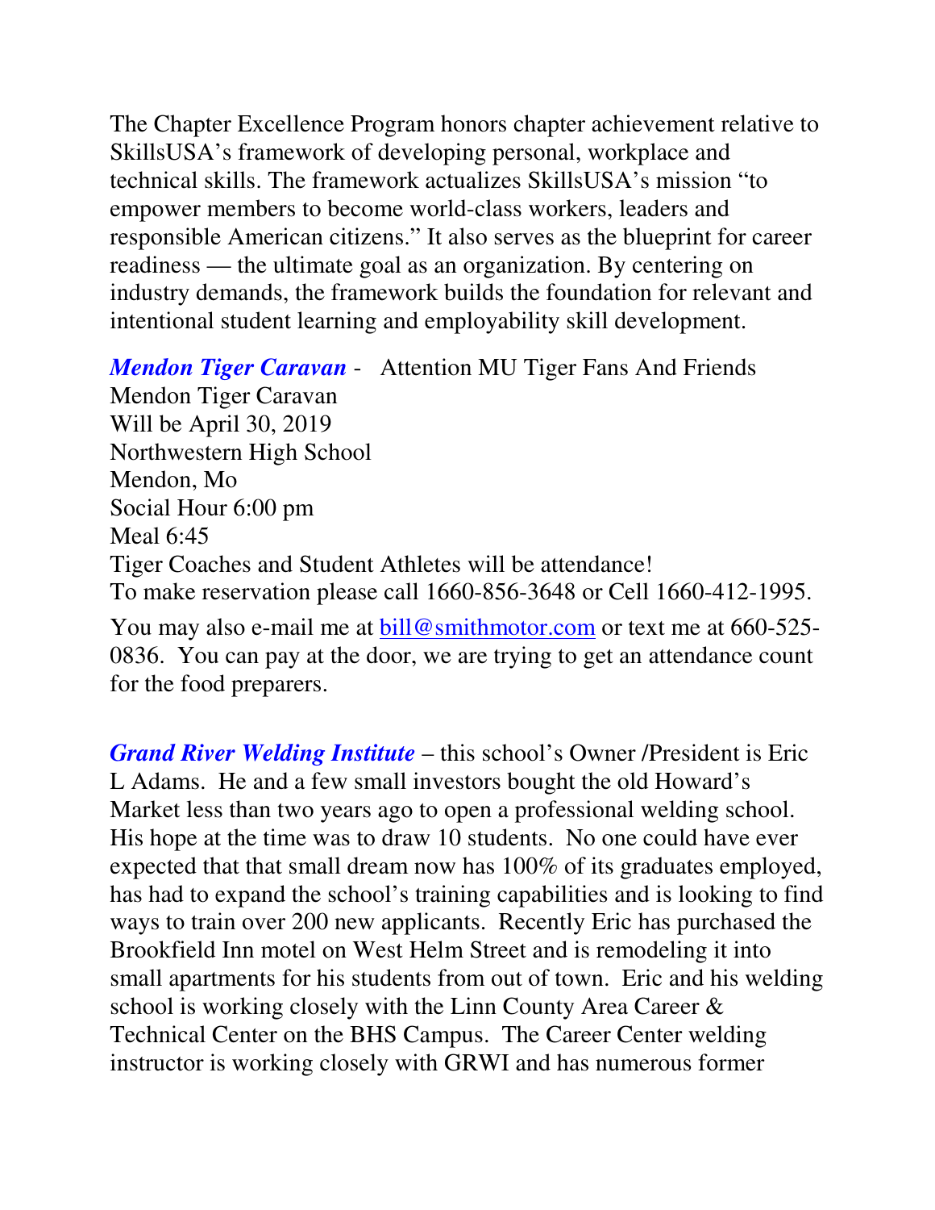The Chapter Excellence Program honors chapter achievement relative to SkillsUSA's framework of developing personal, workplace and technical skills. The framework actualizes SkillsUSA's mission "to empower members to become world-class workers, leaders and responsible American citizens." It also serves as the blueprint for career readiness — the ultimate goal as an organization. By centering on industry demands, the framework builds the foundation for relevant and intentional student learning and employability skill development.

***Mendon Tiger Caravan*** - Attention MU Tiger Fans And Friends
Mendon Tiger Caravan
Will be April 30, 2019
Northwestern High School
Mendon, Mo
Social Hour 6:00 pm
Meal 6:45
Tiger Coaches and Student Athletes will be attendance!
To make reservation please call 1660-856-3648 or Cell 1660-412-1995.

You may also e-mail me at bill@smithmotor.com or text me at 660-525-0836. You can pay at the door, we are trying to get an attendance count for the food preparers.

***Grand River Welding Institute*** – this school's Owner /President is Eric L Adams. He and a few small investors bought the old Howard's Market less than two years ago to open a professional welding school. His hope at the time was to draw 10 students. No one could have ever expected that that small dream now has 100% of its graduates employed, has had to expand the school's training capabilities and is looking to find ways to train over 200 new applicants. Recently Eric has purchased the Brookfield Inn motel on West Helm Street and is remodeling it into small apartments for his students from out of town. Eric and his welding school is working closely with the Linn County Area Career & Technical Center on the BHS Campus. The Career Center welding instructor is working closely with GRWI and has numerous former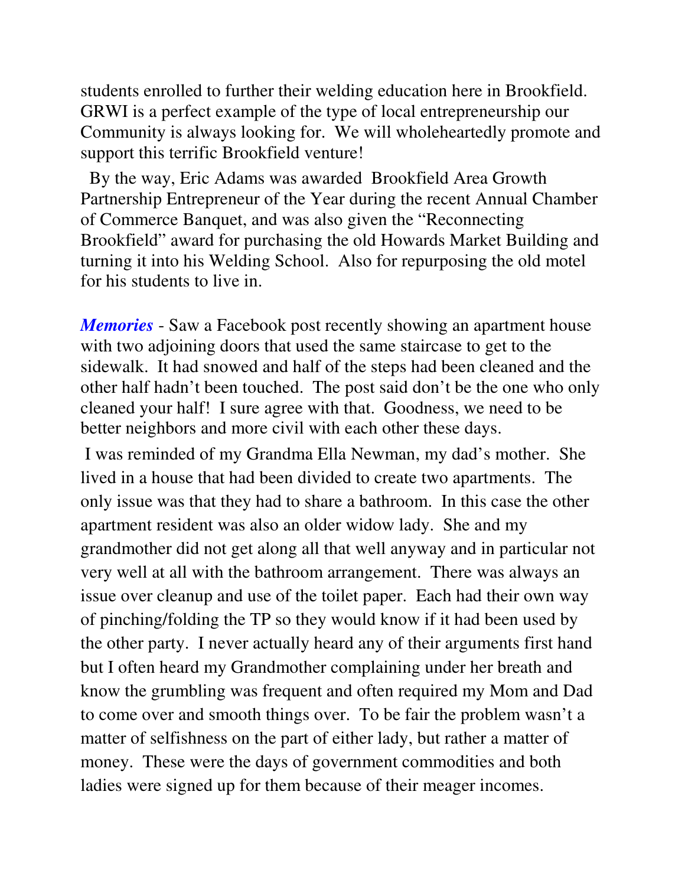students enrolled to further their welding education here in Brookfield. GRWI is a perfect example of the type of local entrepreneurship our Community is always looking for. We will wholeheartedly promote and support this terrific Brookfield venture!

By the way, Eric Adams was awarded Brookfield Area Growth Partnership Entrepreneur of the Year during the recent Annual Chamber of Commerce Banquet, and was also given the "Reconnecting Brookfield" award for purchasing the old Howards Market Building and turning it into his Welding School. Also for repurposing the old motel for his students to live in.

***Memories*** - Saw a Facebook post recently showing an apartment house with two adjoining doors that used the same staircase to get to the sidewalk. It had snowed and half of the steps had been cleaned and the other half hadn't been touched. The post said don't be the one who only cleaned your half! I sure agree with that. Goodness, we need to be better neighbors and more civil with each other these days.

I was reminded of my Grandma Ella Newman, my dad's mother. She lived in a house that had been divided to create two apartments. The only issue was that they had to share a bathroom. In this case the other apartment resident was also an older widow lady. She and my grandmother did not get along all that well anyway and in particular not very well at all with the bathroom arrangement. There was always an issue over cleanup and use of the toilet paper. Each had their own way of pinching/folding the TP so they would know if it had been used by the other party. I never actually heard any of their arguments first hand but I often heard my Grandmother complaining under her breath and know the grumbling was frequent and often required my Mom and Dad to come over and smooth things over. To be fair the problem wasn't a matter of selfishness on the part of either lady, but rather a matter of money. These were the days of government commodities and both ladies were signed up for them because of their meager incomes.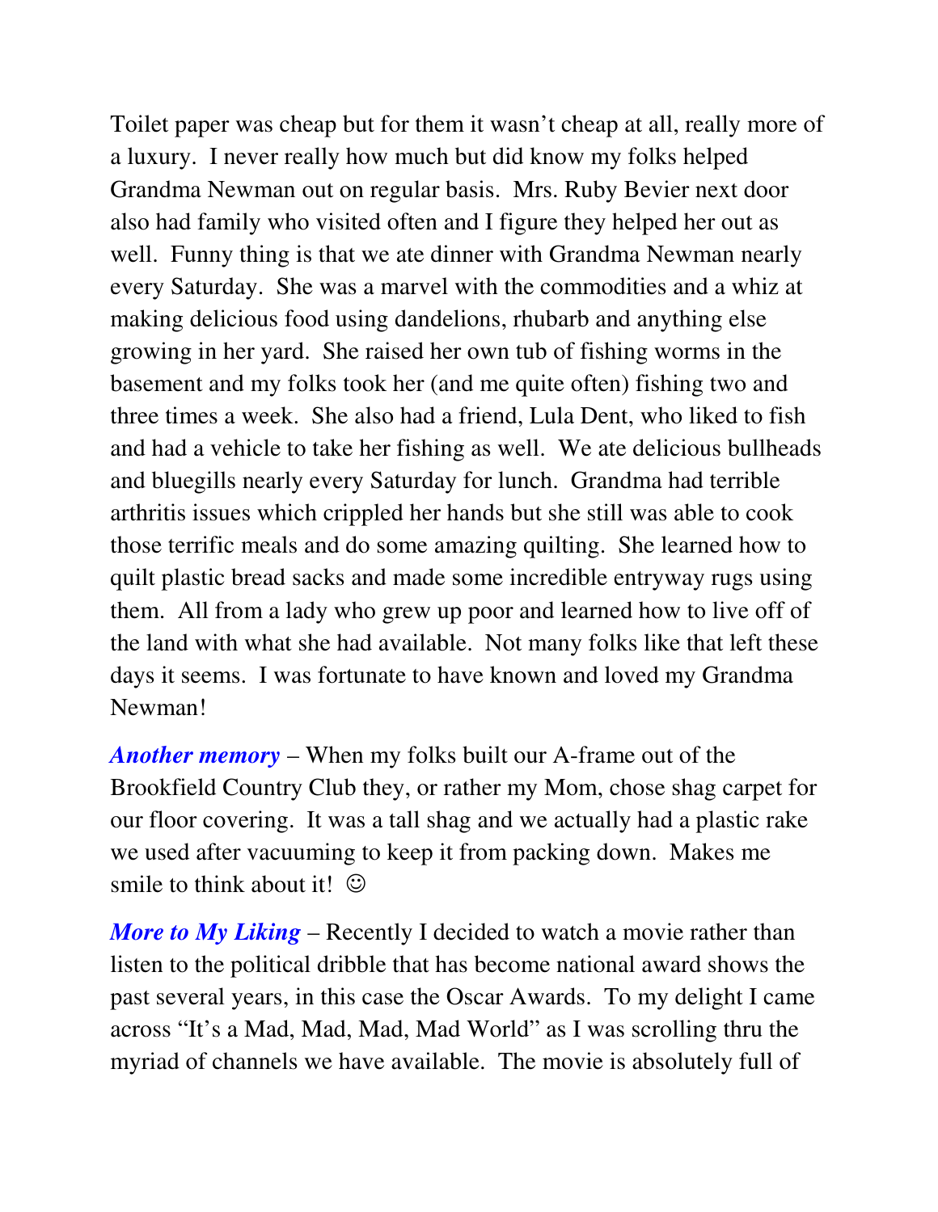Toilet paper was cheap but for them it wasn't cheap at all, really more of a luxury. I never really how much but did know my folks helped Grandma Newman out on regular basis. Mrs. Ruby Bevier next door also had family who visited often and I figure they helped her out as well. Funny thing is that we ate dinner with Grandma Newman nearly every Saturday. She was a marvel with the commodities and a whiz at making delicious food using dandelions, rhubarb and anything else growing in her yard. She raised her own tub of fishing worms in the basement and my folks took her (and me quite often) fishing two and three times a week. She also had a friend, Lula Dent, who liked to fish and had a vehicle to take her fishing as well. We ate delicious bullheads and bluegills nearly every Saturday for lunch. Grandma had terrible arthritis issues which crippled her hands but she still was able to cook those terrific meals and do some amazing quilting. She learned how to quilt plastic bread sacks and made some incredible entryway rugs using them. All from a lady who grew up poor and learned how to live off of the land with what she had available. Not many folks like that left these days it seems. I was fortunate to have known and loved my Grandma Newman!

***Another memory*** – When my folks built our A-frame out of the Brookfield Country Club they, or rather my Mom, chose shag carpet for our floor covering. It was a tall shag and we actually had a plastic rake we used after vacuuming to keep it from packing down. Makes me smile to think about it! ☺

***More to My Liking*** – Recently I decided to watch a movie rather than listen to the political dribble that has become national award shows the past several years, in this case the Oscar Awards. To my delight I came across "It's a Mad, Mad, Mad, Mad World" as I was scrolling thru the myriad of channels we have available. The movie is absolutely full of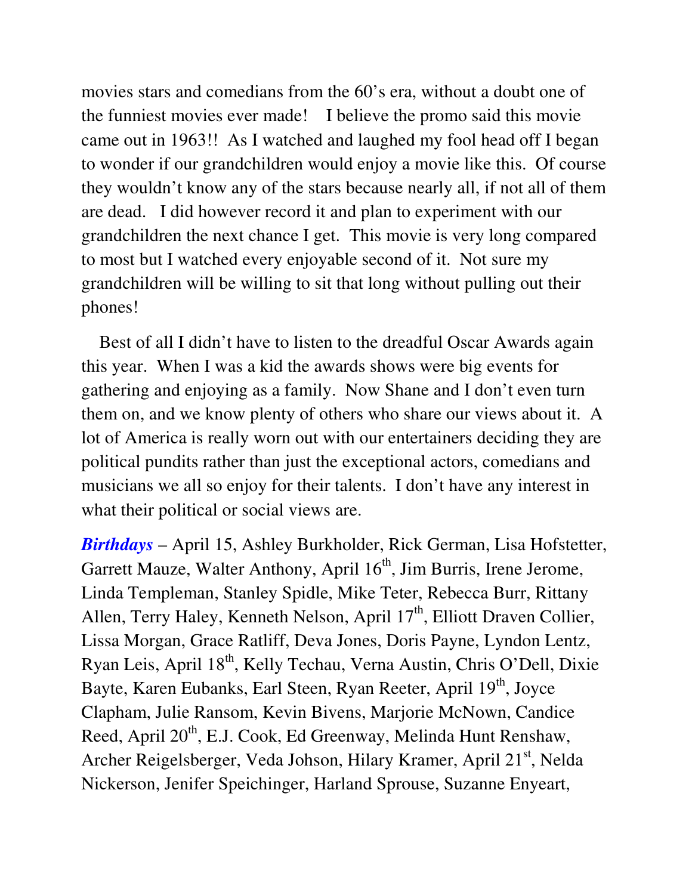movies stars and comedians from the 60's era, without a doubt one of the funniest movies ever made! I believe the promo said this movie came out in 1963!! As I watched and laughed my fool head off I began to wonder if our grandchildren would enjoy a movie like this. Of course they wouldn't know any of the stars because nearly all, if not all of them are dead. I did however record it and plan to experiment with our grandchildren the next chance I get. This movie is very long compared to most but I watched every enjoyable second of it. Not sure my grandchildren will be willing to sit that long without pulling out their phones!

Best of all I didn't have to listen to the dreadful Oscar Awards again this year. When I was a kid the awards shows were big events for gathering and enjoying as a family. Now Shane and I don't even turn them on, and we know plenty of others who share our views about it. A lot of America is really worn out with our entertainers deciding they are political pundits rather than just the exceptional actors, comedians and musicians we all so enjoy for their talents. I don't have any interest in what their political or social views are.

***Birthdays*** – April 15, Ashley Burkholder, Rick German, Lisa Hofstetter, Garrett Mauze, Walter Anthony, April 16th, Jim Burris, Irene Jerome, Linda Templeman, Stanley Spidle, Mike Teter, Rebecca Burr, Rittany Allen, Terry Haley, Kenneth Nelson, April 17th, Elliott Draven Collier, Lissa Morgan, Grace Ratliff, Deva Jones, Doris Payne, Lyndon Lentz, Ryan Leis, April 18th, Kelly Techau, Verna Austin, Chris O'Dell, Dixie Bayte, Karen Eubanks, Earl Steen, Ryan Reeter, April 19th, Joyce Clapham, Julie Ransom, Kevin Bivens, Marjorie McNown, Candice Reed, April 20th, E.J. Cook, Ed Greenway, Melinda Hunt Renshaw, Archer Reigelsberger, Veda Johson, Hilary Kramer, April 21st, Nelda Nickerson, Jenifer Speichinger, Harland Sprouse, Suzanne Enyeart,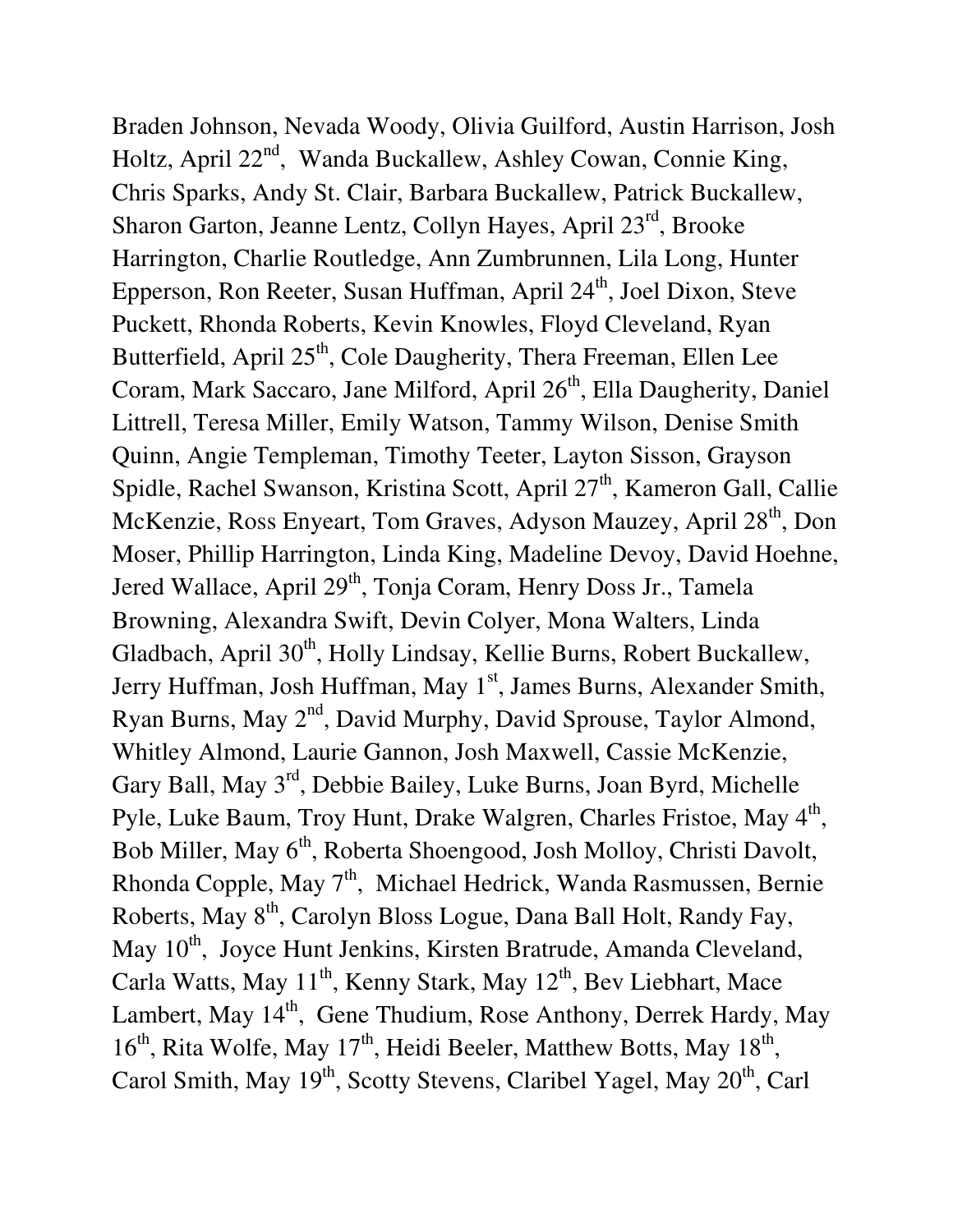Braden Johnson, Nevada Woody, Olivia Guilford, Austin Harrison, Josh Holtz, April 22nd, Wanda Buckallew, Ashley Cowan, Connie King, Chris Sparks, Andy St. Clair, Barbara Buckallew, Patrick Buckallew, Sharon Garton, Jeanne Lentz, Collyn Hayes, April 23rd, Brooke Harrington, Charlie Routledge, Ann Zumbrunnen, Lila Long, Hunter Epperson, Ron Reeter, Susan Huffman, April 24th, Joel Dixon, Steve Puckett, Rhonda Roberts, Kevin Knowles, Floyd Cleveland, Ryan Butterfield, April 25th, Cole Daugherity, Thera Freeman, Ellen Lee Coram, Mark Saccaro, Jane Milford, April 26th, Ella Daugherity, Daniel Littrell, Teresa Miller, Emily Watson, Tammy Wilson, Denise Smith Quinn, Angie Templeman, Timothy Teeter, Layton Sisson, Grayson Spidle, Rachel Swanson, Kristina Scott, April 27th, Kameron Gall, Callie McKenzie, Ross Enyeart, Tom Graves, Adyson Mauzey, April 28th, Don Moser, Phillip Harrington, Linda King, Madeline Devoy, David Hoehne, Jered Wallace, April 29th, Tonja Coram, Henry Doss Jr., Tamela Browning, Alexandra Swift, Devin Colyer, Mona Walters, Linda Gladbach, April 30th, Holly Lindsay, Kellie Burns, Robert Buckallew, Jerry Huffman, Josh Huffman, May 1st, James Burns, Alexander Smith, Ryan Burns, May 2nd, David Murphy, David Sprouse, Taylor Almond, Whitley Almond, Laurie Gannon, Josh Maxwell, Cassie McKenzie, Gary Ball, May 3rd, Debbie Bailey, Luke Burns, Joan Byrd, Michelle Pyle, Luke Baum, Troy Hunt, Drake Walgren, Charles Fristoe, May 4th, Bob Miller, May 6th, Roberta Shoengood, Josh Molloy, Christi Davolt, Rhonda Copple, May 7th, Michael Hedrick, Wanda Rasmussen, Bernie Roberts, May 8th, Carolyn Bloss Logue, Dana Ball Holt, Randy Fay, May 10th, Joyce Hunt Jenkins, Kirsten Bratrude, Amanda Cleveland, Carla Watts, May 11th, Kenny Stark, May 12th, Bev Liebhart, Mace Lambert, May 14th, Gene Thudium, Rose Anthony, Derrek Hardy, May 16th, Rita Wolfe, May 17th, Heidi Beeler, Matthew Botts, May 18th, Carol Smith, May 19th, Scotty Stevens, Claribel Yagel, May 20th, Carl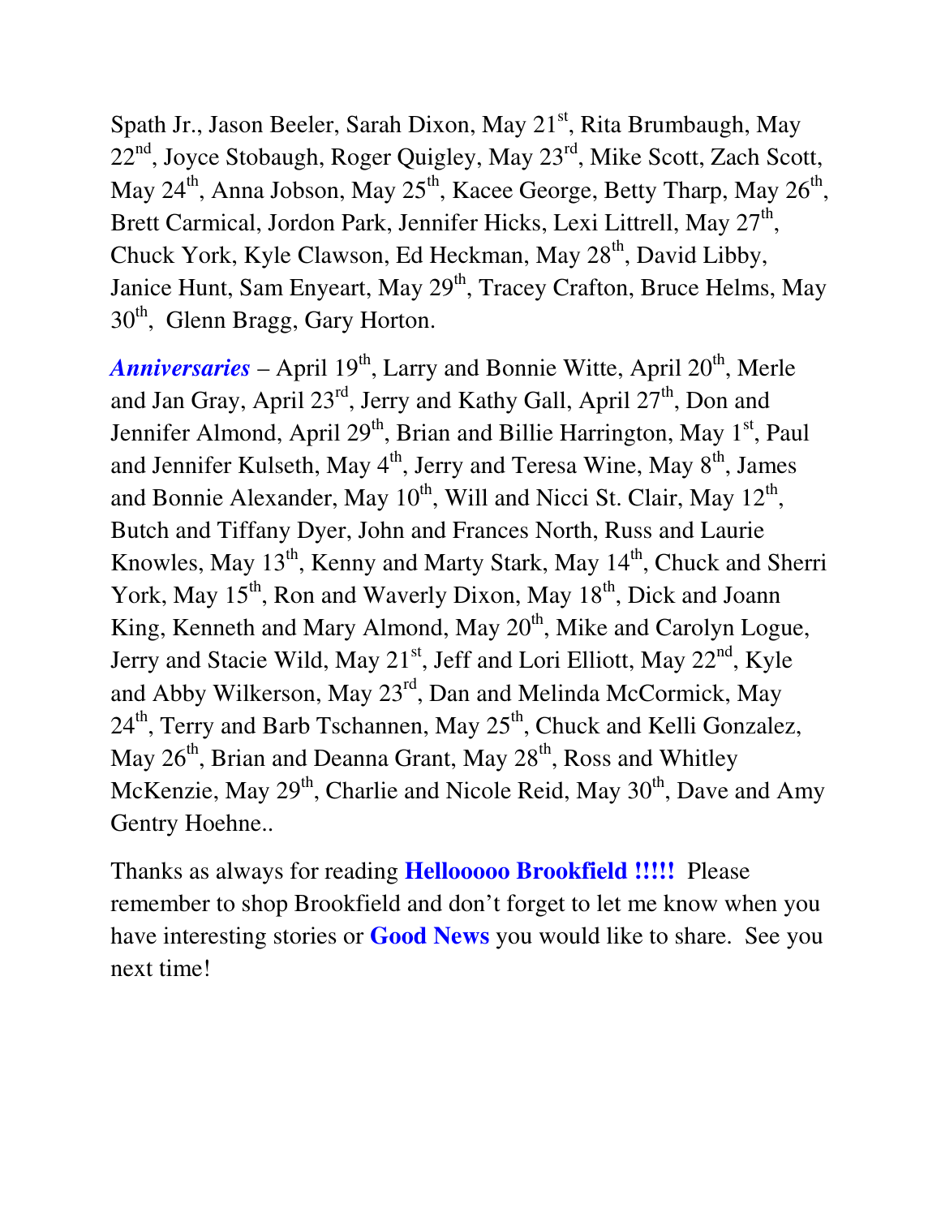Spath Jr., Jason Beeler, Sarah Dixon, May 21st, Rita Brumbaugh, May 22nd, Joyce Stobaugh, Roger Quigley, May 23rd, Mike Scott, Zach Scott, May 24th, Anna Jobson, May 25th, Kacee George, Betty Tharp, May 26th, Brett Carmical, Jordon Park, Jennifer Hicks, Lexi Littrell, May 27th, Chuck York, Kyle Clawson, Ed Heckman, May 28th, David Libby, Janice Hunt, Sam Enyeart, May 29th, Tracey Crafton, Bruce Helms, May 30th, Glenn Bragg, Gary Horton.

***Anniversaries*** – April 19th, Larry and Bonnie Witte, April 20th, Merle and Jan Gray, April 23rd, Jerry and Kathy Gall, April 27th, Don and Jennifer Almond, April 29th, Brian and Billie Harrington, May 1st, Paul and Jennifer Kulseth, May 4th, Jerry and Teresa Wine, May 8th, James and Bonnie Alexander, May 10th, Will and Nicci St. Clair, May 12th, Butch and Tiffany Dyer, John and Frances North, Russ and Laurie Knowles, May 13th, Kenny and Marty Stark, May 14th, Chuck and Sherri York, May 15th, Ron and Waverly Dixon, May 18th, Dick and Joann King, Kenneth and Mary Almond, May 20th, Mike and Carolyn Logue, Jerry and Stacie Wild, May 21st, Jeff and Lori Elliott, May 22nd, Kyle and Abby Wilkerson, May 23rd, Dan and Melinda McCormick, May 24th, Terry and Barb Tschannen, May 25th, Chuck and Kelli Gonzalez, May 26th, Brian and Deanna Grant, May 28th, Ross and Whitley McKenzie, May 29th, Charlie and Nicole Reid, May 30th, Dave and Amy Gentry Hoehne..

Thanks as always for reading **Hellooooo Brookfield !!!!!** Please remember to shop Brookfield and don't forget to let me know when you have interesting stories or **Good News** you would like to share. See you next time!